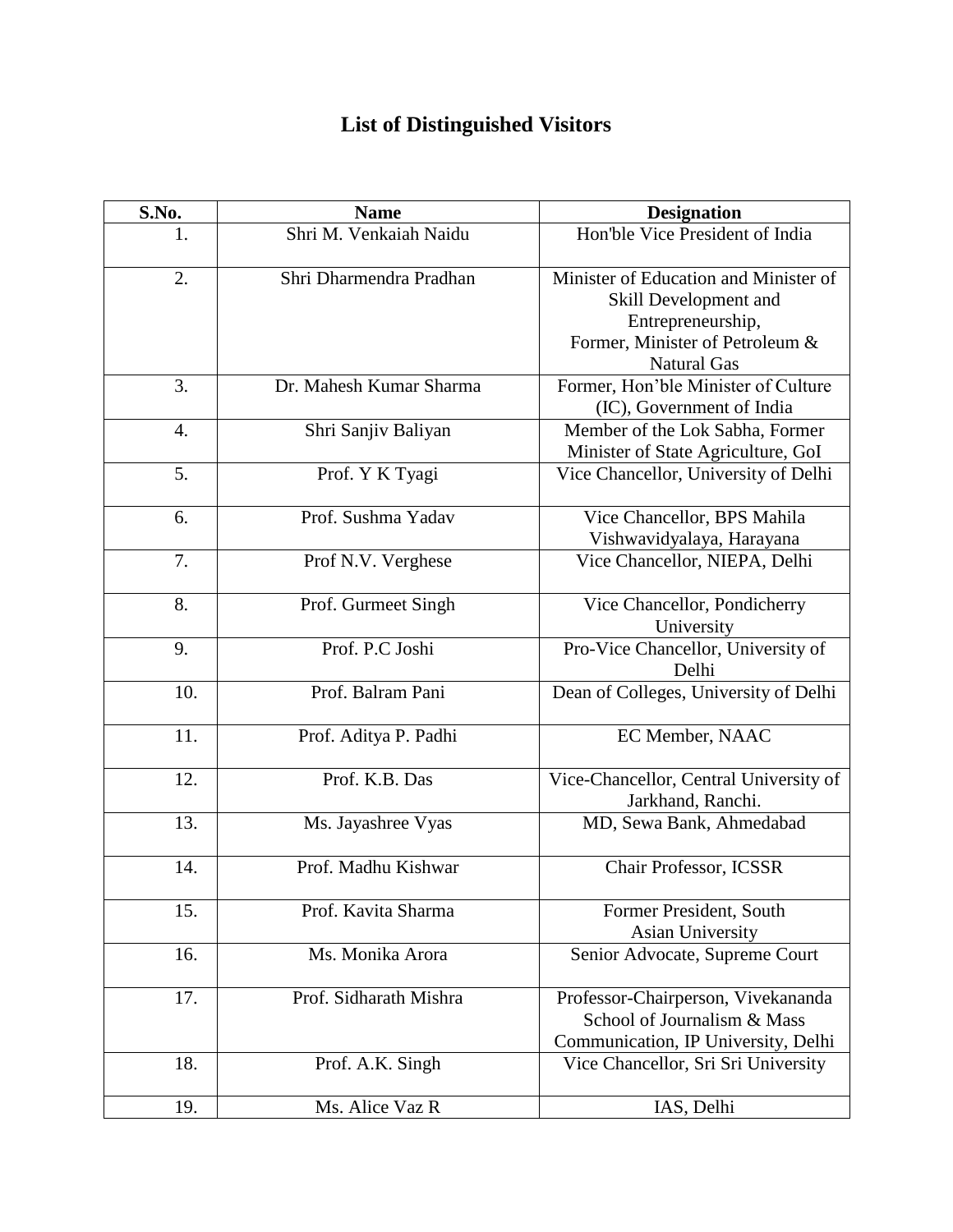# List of Distinguished Visitors

| S.No. | Name | Designation |
|---|---|---|
| 1. | Shri M. Venkaiah Naidu | Hon'ble Vice President of India |
| 2. | Shri Dharmendra Pradhan | Minister of Education and Minister of Skill Development and Entrepreneurship, Former, Minister of Petroleum & Natural Gas |
| 3. | Dr. Mahesh Kumar Sharma | Former, Hon'ble Minister of Culture (IC), Government of India |
| 4. | Shri Sanjiv Baliyan | Member of the Lok Sabha, Former Minister of State Agriculture, GoI |
| 5. | Prof. Y K Tyagi | Vice Chancellor, University of Delhi |
| 6. | Prof. Sushma Yadav | Vice Chancellor, BPS Mahila Vishwavidyalaya, Harayana |
| 7. | Prof N.V. Verghese | Vice Chancellor, NIEPA, Delhi |
| 8. | Prof. Gurmeet Singh | Vice Chancellor, Pondicherry University |
| 9. | Prof. P.C Joshi | Pro-Vice Chancellor, University of Delhi |
| 10. | Prof. Balram Pani | Dean of Colleges, University of Delhi |
| 11. | Prof. Aditya P. Padhi | EC Member, NAAC |
| 12. | Prof. K.B. Das | Vice-Chancellor, Central University of Jarkhand, Ranchi. |
| 13. | Ms. Jayashree Vyas | MD, Sewa Bank, Ahmedabad |
| 14. | Prof. Madhu Kishwar | Chair Professor, ICSSR |
| 15. | Prof. Kavita Sharma | Former President, South Asian University |
| 16. | Ms. Monika Arora | Senior Advocate, Supreme Court |
| 17. | Prof. Sidharath Mishra | Professor-Chairperson, Vivekananda School of Journalism & Mass Communication, IP University, Delhi |
| 18. | Prof. A.K. Singh | Vice Chancellor, Sri Sri University |
| 19. | Ms. Alice Vaz R | IAS, Delhi |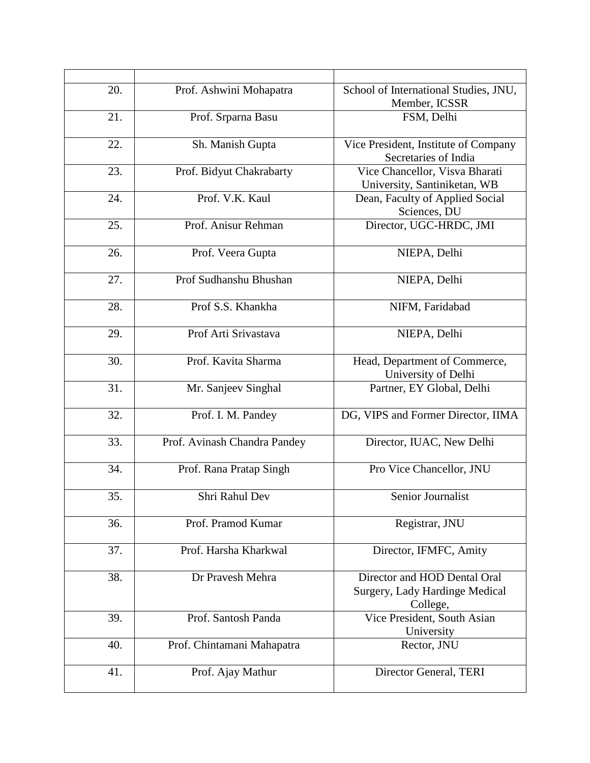| | | |
|---|---|---|
| 20. | Prof. Ashwini Mohapatra | School of International Studies, JNU, Member, ICSSR |
| 21. | Prof. Srparna Basu | FSM, Delhi |
| 22. | Sh. Manish Gupta | Vice President, Institute of Company Secretaries of India |
| 23. | Prof. Bidyut Chakrabarty | Vice Chancellor, Visva Bharati University, Santiniketan, WB |
| 24. | Prof. V.K. Kaul | Dean, Faculty of Applied Social Sciences, DU |
| 25. | Prof. Anisur Rehman | Director, UGC-HRDC, JMI |
| 26. | Prof. Veera Gupta | NIEPA, Delhi |
| 27. | Prof Sudhanshu Bhushan | NIEPA, Delhi |
| 28. | Prof S.S. Khankha | NIFM, Faridabad |
| 29. | Prof Arti Srivastava | NIEPA, Delhi |
| 30. | Prof. Kavita Sharma | Head, Department of Commerce, University of Delhi |
| 31. | Mr. Sanjeev Singhal | Partner, EY Global, Delhi |
| 32. | Prof. I. M. Pandey | DG, VIPS and Former Director, IIMA |
| 33. | Prof. Avinash Chandra Pandey | Director, IUAC, New Delhi |
| 34. | Prof. Rana Pratap Singh | Pro Vice Chancellor, JNU |
| 35. | Shri Rahul Dev | Senior Journalist |
| 36. | Prof. Pramod Kumar | Registrar, JNU |
| 37. | Prof. Harsha Kharkwal | Director, IFMFC, Amity |
| 38. | Dr Pravesh Mehra | Director and HOD Dental Oral Surgery, Lady Hardinge Medical College, |
| 39. | Prof. Santosh Panda | Vice President, South Asian University |
| 40. | Prof. Chintamani Mahapatra | Rector, JNU |
| 41. | Prof. Ajay Mathur | Director General, TERI |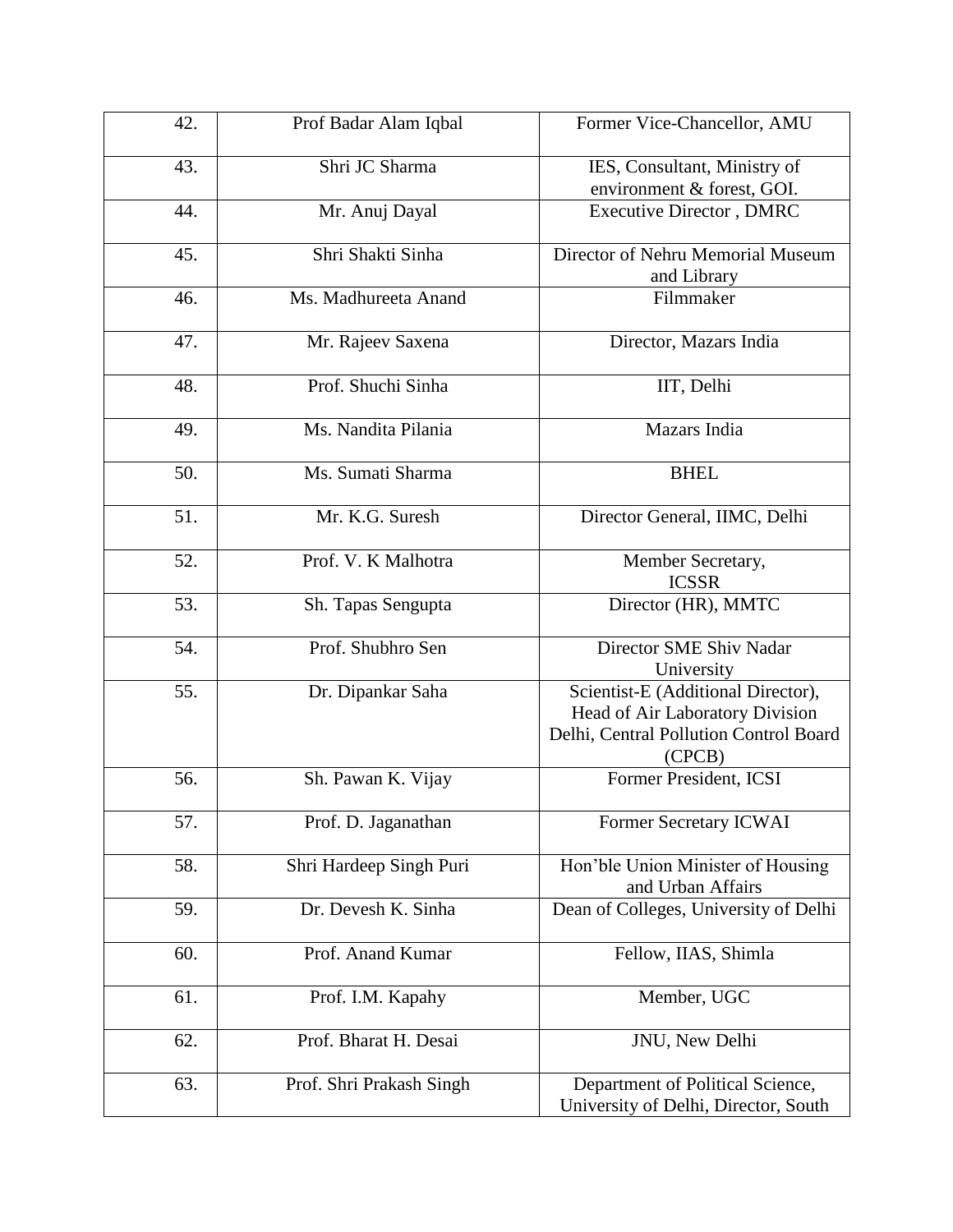| | | |
|---|---|---|
| 42. | Prof Badar Alam Iqbal | Former Vice-Chancellor, AMU |
| 43. | Shri JC Sharma | IES, Consultant, Ministry of environment & forest, GOI. |
| 44. | Mr. Anuj Dayal | Executive Director , DMRC |
| 45. | Shri Shakti Sinha | Director of Nehru Memorial Museum and Library |
| 46. | Ms. Madhureeta Anand | Filmmaker |
| 47. | Mr. Rajeev Saxena | Director, Mazars India |
| 48. | Prof. Shuchi Sinha | IIT, Delhi |
| 49. | Ms. Nandita Pilania | Mazars India |
| 50. | Ms. Sumati Sharma | BHEL |
| 51. | Mr. K.G. Suresh | Director General, IIMC, Delhi |
| 52. | Prof. V. K Malhotra | Member Secretary, ICSSR |
| 53. | Sh. Tapas Sengupta | Director (HR), MMTC |
| 54. | Prof. Shubhro Sen | Director SME Shiv Nadar University |
| 55. | Dr. Dipankar Saha | Scientist-E (Additional Director), Head of Air Laboratory Division Delhi, Central Pollution Control Board (CPCB) |
| 56. | Sh. Pawan K. Vijay | Former President, ICSI |
| 57. | Prof. D. Jaganathan | Former Secretary ICWAI |
| 58. | Shri Hardeep Singh Puri | Hon'ble Union Minister of Housing and Urban Affairs |
| 59. | Dr. Devesh K. Sinha | Dean of Colleges, University of Delhi |
| 60. | Prof. Anand Kumar | Fellow, IIAS, Shimla |
| 61. | Prof. I.M. Kapahy | Member, UGC |
| 62. | Prof. Bharat H. Desai | JNU, New Delhi |
| 63. | Prof. Shri Prakash Singh | Department of Political Science, University of Delhi, Director, South |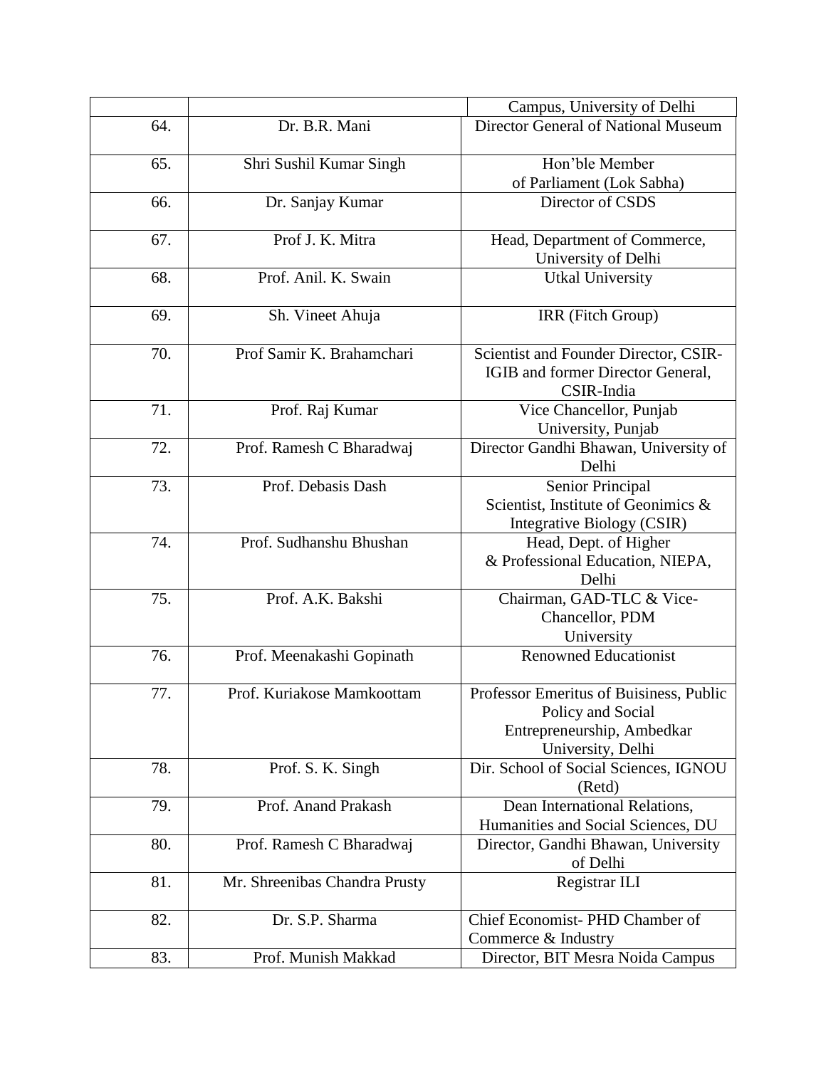| | | |
|---|---|---|
| | | Campus, University of Delhi |
| 64. | Dr. B.R. Mani | Director General of National Museum |
| 65. | Shri Sushil Kumar Singh | Hon'ble Member of Parliament (Lok Sabha) |
| 66. | Dr. Sanjay Kumar | Director of CSDS |
| 67. | Prof J. K. Mitra | Head, Department of Commerce, University of Delhi |
| 68. | Prof. Anil. K. Swain | Utkal University |
| 69. | Sh. Vineet Ahuja | IRR (Fitch Group) |
| 70. | Prof Samir K. Brahamchari | Scientist and Founder Director, CSIR-IGIB and former Director General, CSIR-India |
| 71. | Prof. Raj Kumar | Vice Chancellor, Punjab University, Punjab |
| 72. | Prof. Ramesh C Bharadwaj | Director Gandhi Bhawan, University of Delhi |
| 73. | Prof. Debasis Dash | Senior Principal Scientist, Institute of Geonimics & Integrative Biology (CSIR) |
| 74. | Prof. Sudhanshu Bhushan | Head, Dept. of Higher & Professional Education, NIEPA, Delhi |
| 75. | Prof. A.K. Bakshi | Chairman, GAD-TLC & Vice-Chancellor, PDM University |
| 76. | Prof. Meenakashi Gopinath | Renowned Educationist |
| 77. | Prof. Kuriakose Mamkoottam | Professor Emeritus of Buisiness, Public Policy and Social Entrepreneurship, Ambedkar University, Delhi |
| 78. | Prof. S. K. Singh | Dir. School of Social Sciences, IGNOU (Retd) |
| 79. | Prof. Anand Prakash | Dean International Relations, Humanities and Social Sciences, DU |
| 80. | Prof. Ramesh C Bharadwaj | Director, Gandhi Bhawan, University of Delhi |
| 81. | Mr. Shreenibas Chandra Prusty | Registrar ILI |
| 82. | Dr. S.P. Sharma | Chief Economist- PHD Chamber of Commerce & Industry |
| 83. | Prof. Munish Makkad | Director, BIT Mesra Noida Campus |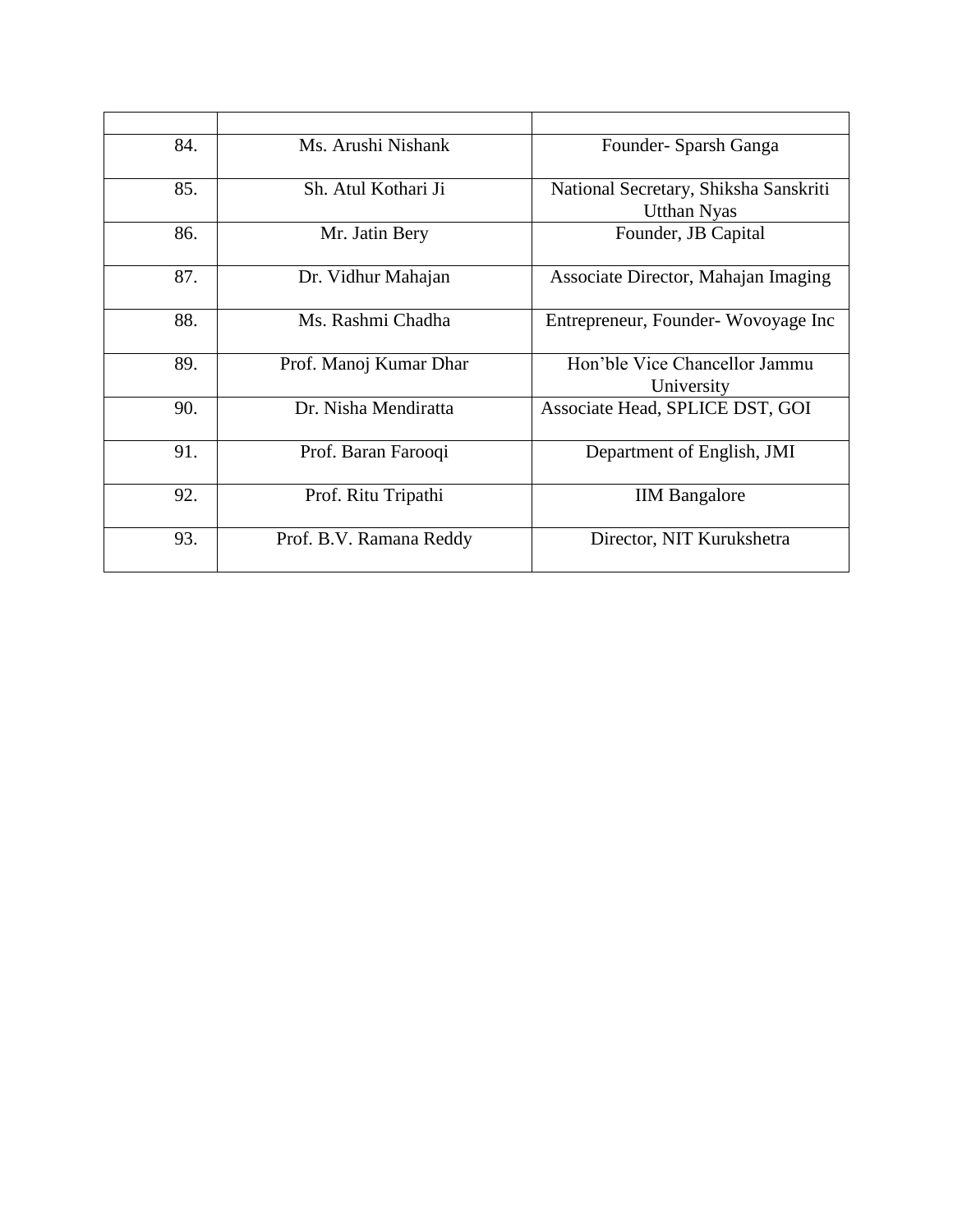| | | |
|---|---|---|
| 84. | Ms. Arushi Nishank | Founder- Sparsh Ganga |
| 85. | Sh. Atul Kothari Ji | National Secretary, Shiksha Sanskriti Utthan Nyas |
| 86. | Mr. Jatin Bery | Founder, JB Capital |
| 87. | Dr. Vidhur Mahajan | Associate Director, Mahajan Imaging |
| 88. | Ms. Rashmi Chadha | Entrepreneur, Founder- Wovoyage Inc |
| 89. | Prof. Manoj Kumar Dhar | Hon'ble Vice Chancellor Jammu University |
| 90. | Dr. Nisha Mendiratta | Associate Head, SPLICE DST, GOI |
| 91. | Prof. Baran Farooqi | Department of English, JMI |
| 92. | Prof. Ritu Tripathi | IIM Bangalore |
| 93. | Prof. B.V. Ramana Reddy | Director, NIT Kurukshetra |